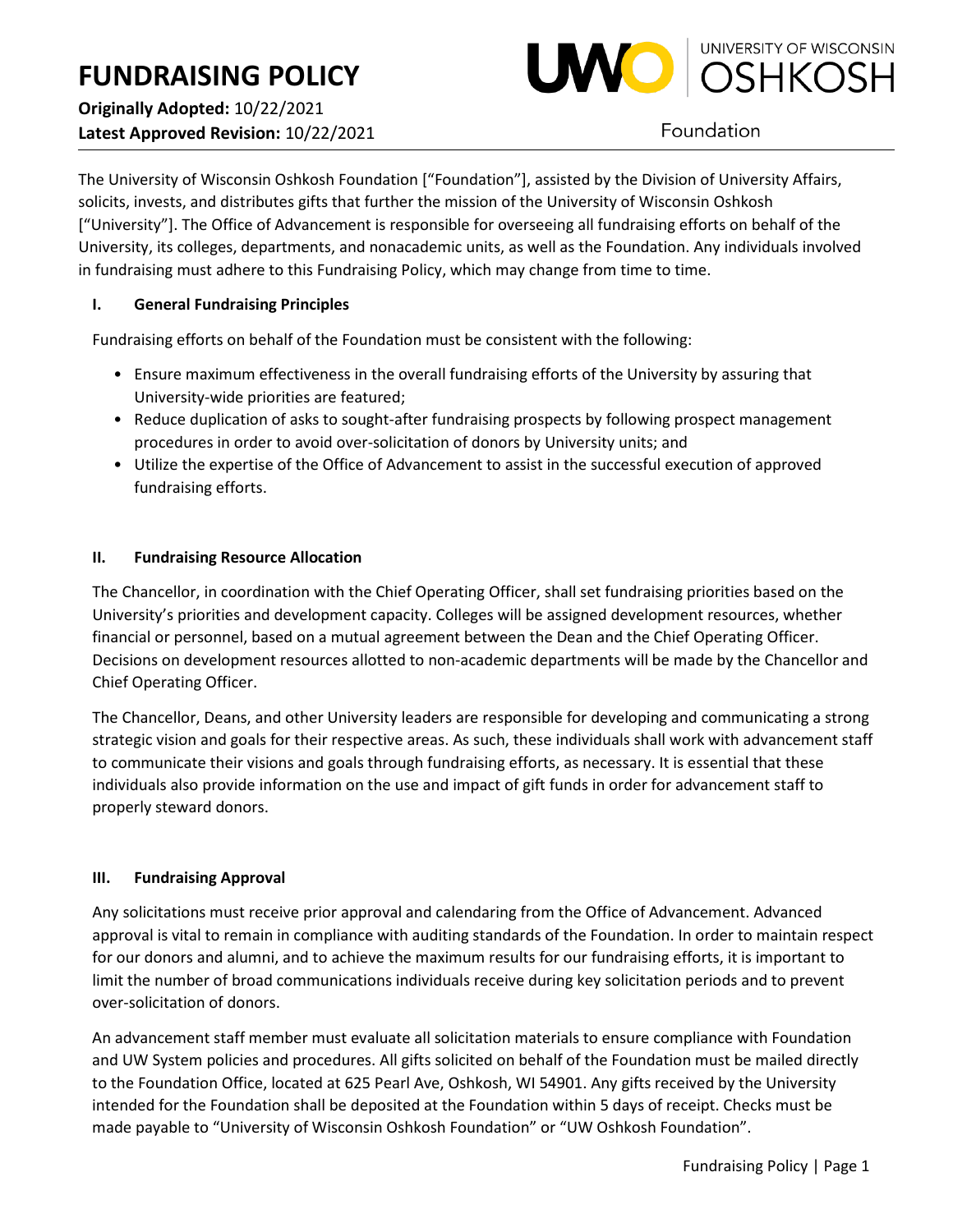# FUNDRAISING POLICY

**Originally Adopted:** 10/22/2021
**Latest Approved Revision:** 10/22/2021

UNIVERSITY OF WISCONSIN OSHKOSH
Foundation

The University of Wisconsin Oshkosh Foundation ["Foundation"], assisted by the Division of University Affairs, solicits, invests, and distributes gifts that further the mission of the University of Wisconsin Oshkosh ["University"]. The Office of Advancement is responsible for overseeing all fundraising efforts on behalf of the University, its colleges, departments, and nonacademic units, as well as the Foundation. Any individuals involved in fundraising must adhere to this Fundraising Policy, which may change from time to time.

## I. General Fundraising Principles

Fundraising efforts on behalf of the Foundation must be consistent with the following:

- Ensure maximum effectiveness in the overall fundraising efforts of the University by assuring that University-wide priorities are featured;
- Reduce duplication of asks to sought-after fundraising prospects by following prospect management procedures in order to avoid over-solicitation of donors by University units; and
- Utilize the expertise of the Office of Advancement to assist in the successful execution of approved fundraising efforts.

## II. Fundraising Resource Allocation

The Chancellor, in coordination with the Chief Operating Officer, shall set fundraising priorities based on the University's priorities and development capacity. Colleges will be assigned development resources, whether financial or personnel, based on a mutual agreement between the Dean and the Chief Operating Officer. Decisions on development resources allotted to non-academic departments will be made by the Chancellor and Chief Operating Officer.

The Chancellor, Deans, and other University leaders are responsible for developing and communicating a strong strategic vision and goals for their respective areas. As such, these individuals shall work with advancement staff to communicate their visions and goals through fundraising efforts, as necessary. It is essential that these individuals also provide information on the use and impact of gift funds in order for advancement staff to properly steward donors.

## III. Fundraising Approval

Any solicitations must receive prior approval and calendaring from the Office of Advancement. Advanced approval is vital to remain in compliance with auditing standards of the Foundation. In order to maintain respect for our donors and alumni, and to achieve the maximum results for our fundraising efforts, it is important to limit the number of broad communications individuals receive during key solicitation periods and to prevent over-solicitation of donors.

An advancement staff member must evaluate all solicitation materials to ensure compliance with Foundation and UW System policies and procedures. All gifts solicited on behalf of the Foundation must be mailed directly to the Foundation Office, located at 625 Pearl Ave, Oshkosh, WI 54901. Any gifts received by the University intended for the Foundation shall be deposited at the Foundation within 5 days of receipt. Checks must be made payable to "University of Wisconsin Oshkosh Foundation" or "UW Oshkosh Foundation".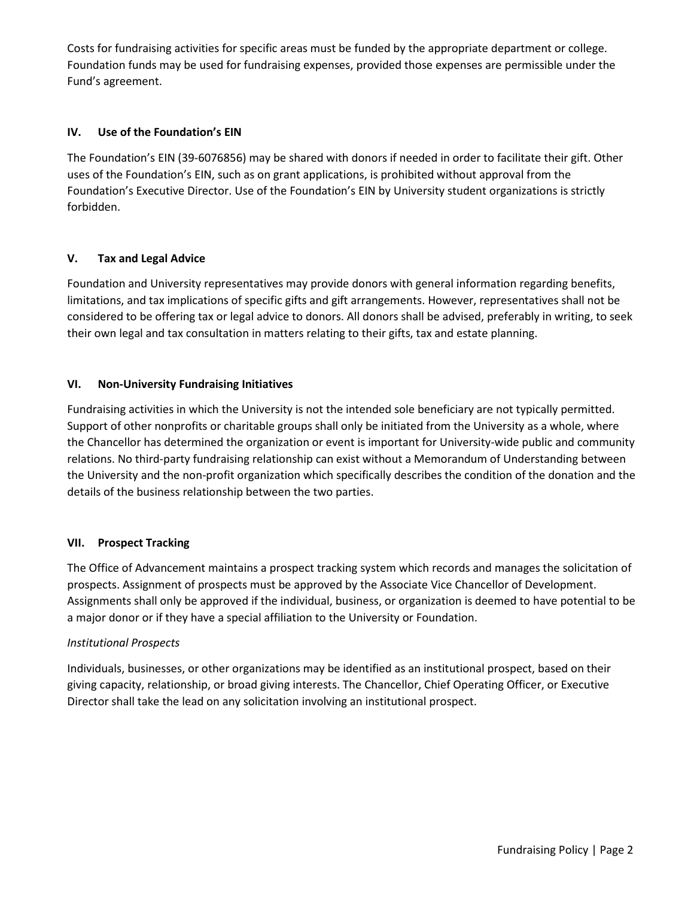Costs for fundraising activities for specific areas must be funded by the appropriate department or college. Foundation funds may be used for fundraising expenses, provided those expenses are permissible under the Fund's agreement.

## IV. Use of the Foundation's EIN

The Foundation's EIN (39-6076856) may be shared with donors if needed in order to facilitate their gift. Other uses of the Foundation's EIN, such as on grant applications, is prohibited without approval from the Foundation's Executive Director. Use of the Foundation's EIN by University student organizations is strictly forbidden.

## V. Tax and Legal Advice

Foundation and University representatives may provide donors with general information regarding benefits, limitations, and tax implications of specific gifts and gift arrangements. However, representatives shall not be considered to be offering tax or legal advice to donors. All donors shall be advised, preferably in writing, to seek their own legal and tax consultation in matters relating to their gifts, tax and estate planning.

## VI. Non-University Fundraising Initiatives

Fundraising activities in which the University is not the intended sole beneficiary are not typically permitted. Support of other nonprofits or charitable groups shall only be initiated from the University as a whole, where the Chancellor has determined the organization or event is important for University-wide public and community relations. No third-party fundraising relationship can exist without a Memorandum of Understanding between the University and the non-profit organization which specifically describes the condition of the donation and the details of the business relationship between the two parties.

## VII. Prospect Tracking

The Office of Advancement maintains a prospect tracking system which records and manages the solicitation of prospects. Assignment of prospects must be approved by the Associate Vice Chancellor of Development. Assignments shall only be approved if the individual, business, or organization is deemed to have potential to be a major donor or if they have a special affiliation to the University or Foundation.

*Institutional Prospects*

Individuals, businesses, or other organizations may be identified as an institutional prospect, based on their giving capacity, relationship, or broad giving interests. The Chancellor, Chief Operating Officer, or Executive Director shall take the lead on any solicitation involving an institutional prospect.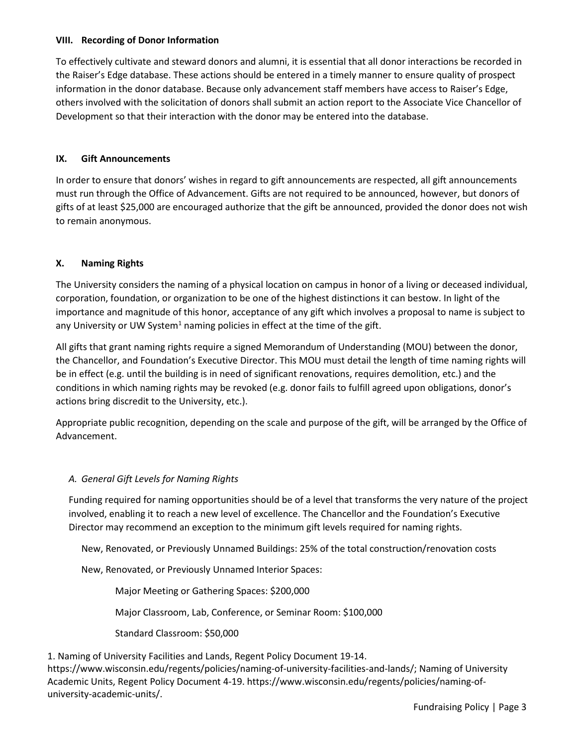### VIII. Recording of Donor Information

To effectively cultivate and steward donors and alumni, it is essential that all donor interactions be recorded in the Raiser's Edge database. These actions should be entered in a timely manner to ensure quality of prospect information in the donor database. Because only advancement staff members have access to Raiser's Edge, others involved with the solicitation of donors shall submit an action report to the Associate Vice Chancellor of Development so that their interaction with the donor may be entered into the database.

### IX. Gift Announcements

In order to ensure that donors' wishes in regard to gift announcements are respected, all gift announcements must run through the Office of Advancement. Gifts are not required to be announced, however, but donors of gifts of at least $25,000 are encouraged authorize that the gift be announced, provided the donor does not wish to remain anonymous.

### X. Naming Rights

The University considers the naming of a physical location on campus in honor of a living or deceased individual, corporation, foundation, or organization to be one of the highest distinctions it can bestow. In light of the importance and magnitude of this honor, acceptance of any gift which involves a proposal to name is subject to any University or UW System[1] naming policies in effect at the time of the gift.

All gifts that grant naming rights require a signed Memorandum of Understanding (MOU) between the donor, the Chancellor, and Foundation's Executive Director. This MOU must detail the length of time naming rights will be in effect (e.g. until the building is in need of significant renovations, requires demolition, etc.) and the conditions in which naming rights may be revoked (e.g. donor fails to fulfill agreed upon obligations, donor's actions bring discredit to the University, etc.).

Appropriate public recognition, depending on the scale and purpose of the gift, will be arranged by the Office of Advancement.

#### *A. General Gift Levels for Naming Rights*

Funding required for naming opportunities should be of a level that transforms the very nature of the project involved, enabling it to reach a new level of excellence. The Chancellor and the Foundation's Executive Director may recommend an exception to the minimum gift levels required for naming rights.

New, Renovated, or Previously Unnamed Buildings: 25% of the total construction/renovation costs

New, Renovated, or Previously Unnamed Interior Spaces:

- Major Meeting or Gathering Spaces: $200,000
- Major Classroom, Lab, Conference, or Seminar Room: $100,000
- Standard Classroom: $50,000

1. Naming of University Facilities and Lands, Regent Policy Document 19-14. https://www.wisconsin.edu/regents/policies/naming-of-university-facilities-and-lands/; Naming of University Academic Units, Regent Policy Document 4-19. https://www.wisconsin.edu/regents/policies/naming-of-university-academic-units/.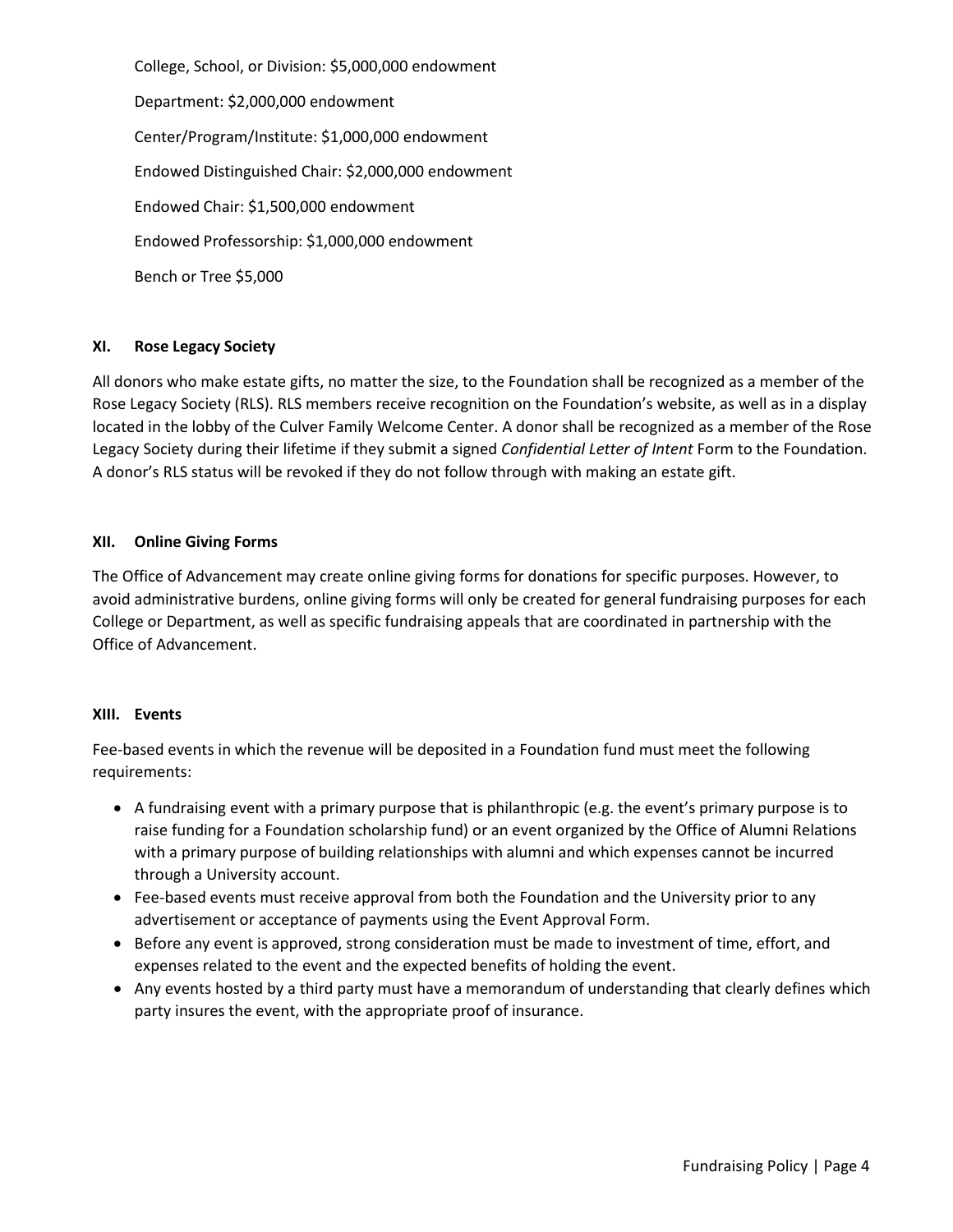College, School, or Division: $5,000,000 endowment

Department: $2,000,000 endowment

Center/Program/Institute: $1,000,000 endowment

Endowed Distinguished Chair: $2,000,000 endowment

Endowed Chair: $1,500,000 endowment

Endowed Professorship: $1,000,000 endowment

Bench or Tree $5,000

## XI. Rose Legacy Society

All donors who make estate gifts, no matter the size, to the Foundation shall be recognized as a member of the Rose Legacy Society (RLS). RLS members receive recognition on the Foundation's website, as well as in a display located in the lobby of the Culver Family Welcome Center. A donor shall be recognized as a member of the Rose Legacy Society during their lifetime if they submit a signed *Confidential Letter of Intent* Form to the Foundation. A donor's RLS status will be revoked if they do not follow through with making an estate gift.

## XII. Online Giving Forms

The Office of Advancement may create online giving forms for donations for specific purposes. However, to avoid administrative burdens, online giving forms will only be created for general fundraising purposes for each College or Department, as well as specific fundraising appeals that are coordinated in partnership with the Office of Advancement.

## XIII. Events

Fee-based events in which the revenue will be deposited in a Foundation fund must meet the following requirements:

- A fundraising event with a primary purpose that is philanthropic (e.g. the event's primary purpose is to raise funding for a Foundation scholarship fund) or an event organized by the Office of Alumni Relations with a primary purpose of building relationships with alumni and which expenses cannot be incurred through a University account.
- Fee-based events must receive approval from both the Foundation and the University prior to any advertisement or acceptance of payments using the Event Approval Form.
- Before any event is approved, strong consideration must be made to investment of time, effort, and expenses related to the event and the expected benefits of holding the event.
- Any events hosted by a third party must have a memorandum of understanding that clearly defines which party insures the event, with the appropriate proof of insurance.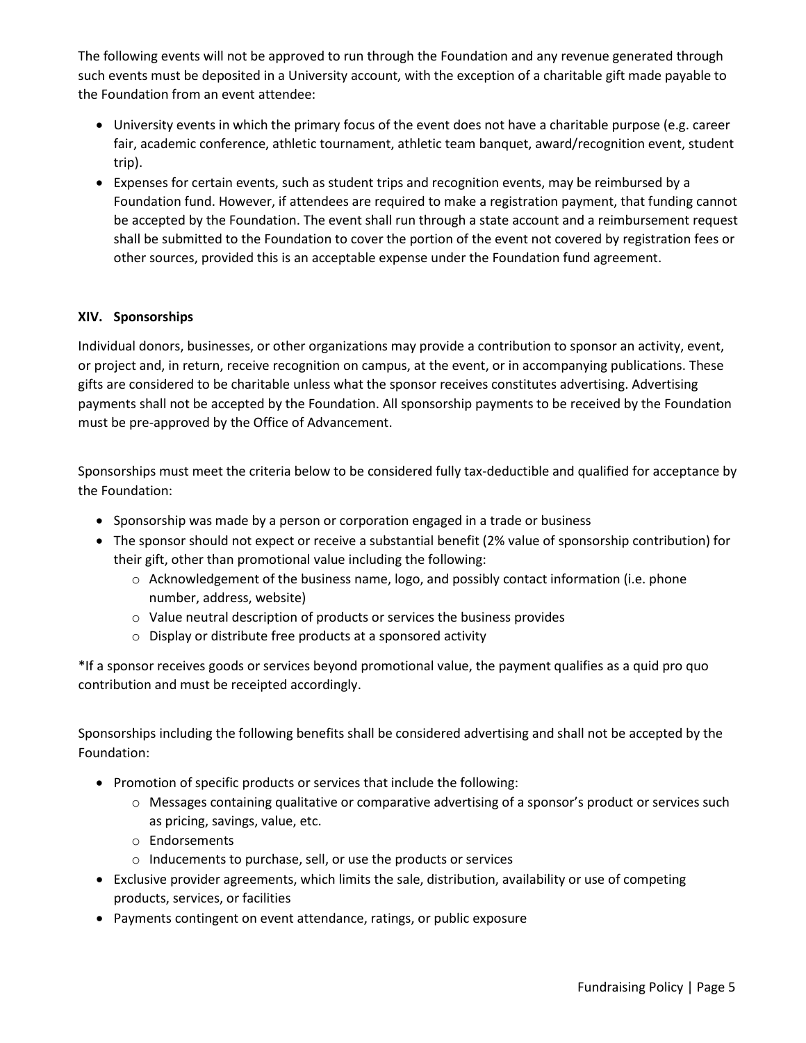The following events will not be approved to run through the Foundation and any revenue generated through such events must be deposited in a University account, with the exception of a charitable gift made payable to the Foundation from an event attendee:

- University events in which the primary focus of the event does not have a charitable purpose (e.g. career fair, academic conference, athletic tournament, athletic team banquet, award/recognition event, student trip).
- Expenses for certain events, such as student trips and recognition events, may be reimbursed by a Foundation fund. However, if attendees are required to make a registration payment, that funding cannot be accepted by the Foundation. The event shall run through a state account and a reimbursement request shall be submitted to the Foundation to cover the portion of the event not covered by registration fees or other sources, provided this is an acceptable expense under the Foundation fund agreement.

## XIV. Sponsorships

Individual donors, businesses, or other organizations may provide a contribution to sponsor an activity, event, or project and, in return, receive recognition on campus, at the event, or in accompanying publications. These gifts are considered to be charitable unless what the sponsor receives constitutes advertising. Advertising payments shall not be accepted by the Foundation. All sponsorship payments to be received by the Foundation must be pre-approved by the Office of Advancement.

Sponsorships must meet the criteria below to be considered fully tax-deductible and qualified for acceptance by the Foundation:

- Sponsorship was made by a person or corporation engaged in a trade or business
- The sponsor should not expect or receive a substantial benefit (2% value of sponsorship contribution) for their gift, other than promotional value including the following:
  - Acknowledgement of the business name, logo, and possibly contact information (i.e. phone number, address, website)
  - Value neutral description of products or services the business provides
  - Display or distribute free products at a sponsored activity

*If a sponsor receives goods or services beyond promotional value, the payment qualifies as a quid pro quo contribution and must be receipted accordingly.

Sponsorships including the following benefits shall be considered advertising and shall not be accepted by the Foundation:

- Promotion of specific products or services that include the following:
  - Messages containing qualitative or comparative advertising of a sponsor's product or services such as pricing, savings, value, etc.
  - Endorsements
  - Inducements to purchase, sell, or use the products or services
- Exclusive provider agreements, which limits the sale, distribution, availability or use of competing products, services, or facilities
- Payments contingent on event attendance, ratings, or public exposure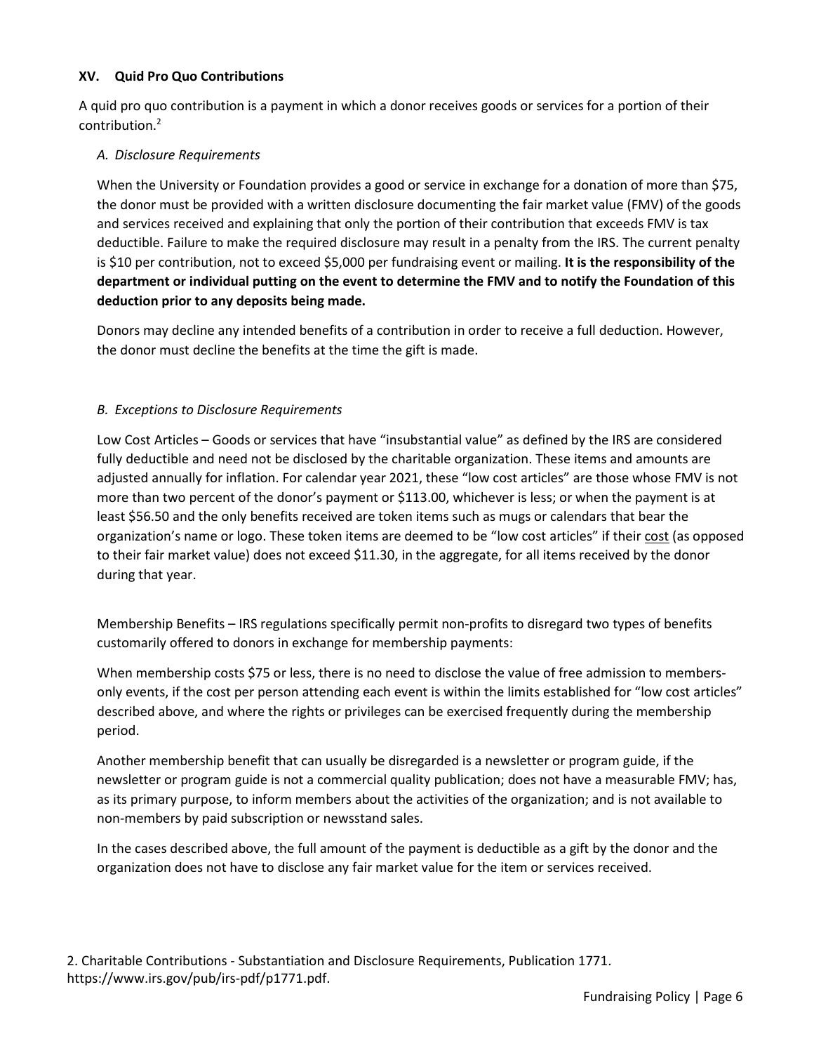## XV. Quid Pro Quo Contributions

A quid pro quo contribution is a payment in which a donor receives goods or services for a portion of their contribution.[2]

### *A. Disclosure Requirements*

When the University or Foundation provides a good or service in exchange for a donation of more than $75, the donor must be provided with a written disclosure documenting the fair market value (FMV) of the goods and services received and explaining that only the portion of their contribution that exceeds FMV is tax deductible. Failure to make the required disclosure may result in a penalty from the IRS. The current penalty is $10 per contribution, not to exceed $5,000 per fundraising event or mailing. **It is the responsibility of the department or individual putting on the event to determine the FMV and to notify the Foundation of this deduction prior to any deposits being made.**

Donors may decline any intended benefits of a contribution in order to receive a full deduction. However, the donor must decline the benefits at the time the gift is made.

### *B. Exceptions to Disclosure Requirements*

Low Cost Articles – Goods or services that have "insubstantial value" as defined by the IRS are considered fully deductible and need not be disclosed by the charitable organization. These items and amounts are adjusted annually for inflation. For calendar year 2021, these "low cost articles" are those whose FMV is not more than two percent of the donor's payment or $113.00, whichever is less; or when the payment is at least $56.50 and the only benefits received are token items such as mugs or calendars that bear the organization's name or logo. These token items are deemed to be "low cost articles" if their <u>cost</u> (as opposed to their fair market value) does not exceed $11.30, in the aggregate, for all items received by the donor during that year.

Membership Benefits – IRS regulations specifically permit non-profits to disregard two types of benefits customarily offered to donors in exchange for membership payments:

When membership costs $75 or less, there is no need to disclose the value of free admission to members-only events, if the cost per person attending each event is within the limits established for "low cost articles" described above, and where the rights or privileges can be exercised frequently during the membership period.

Another membership benefit that can usually be disregarded is a newsletter or program guide, if the newsletter or program guide is not a commercial quality publication; does not have a measurable FMV; has, as its primary purpose, to inform members about the activities of the organization; and is not available to non-members by paid subscription or newsstand sales.

In the cases described above, the full amount of the payment is deductible as a gift by the donor and the organization does not have to disclose any fair market value for the item or services received.

2. Charitable Contributions - Substantiation and Disclosure Requirements, Publication 1771. https://www.irs.gov/pub/irs-pdf/p1771.pdf.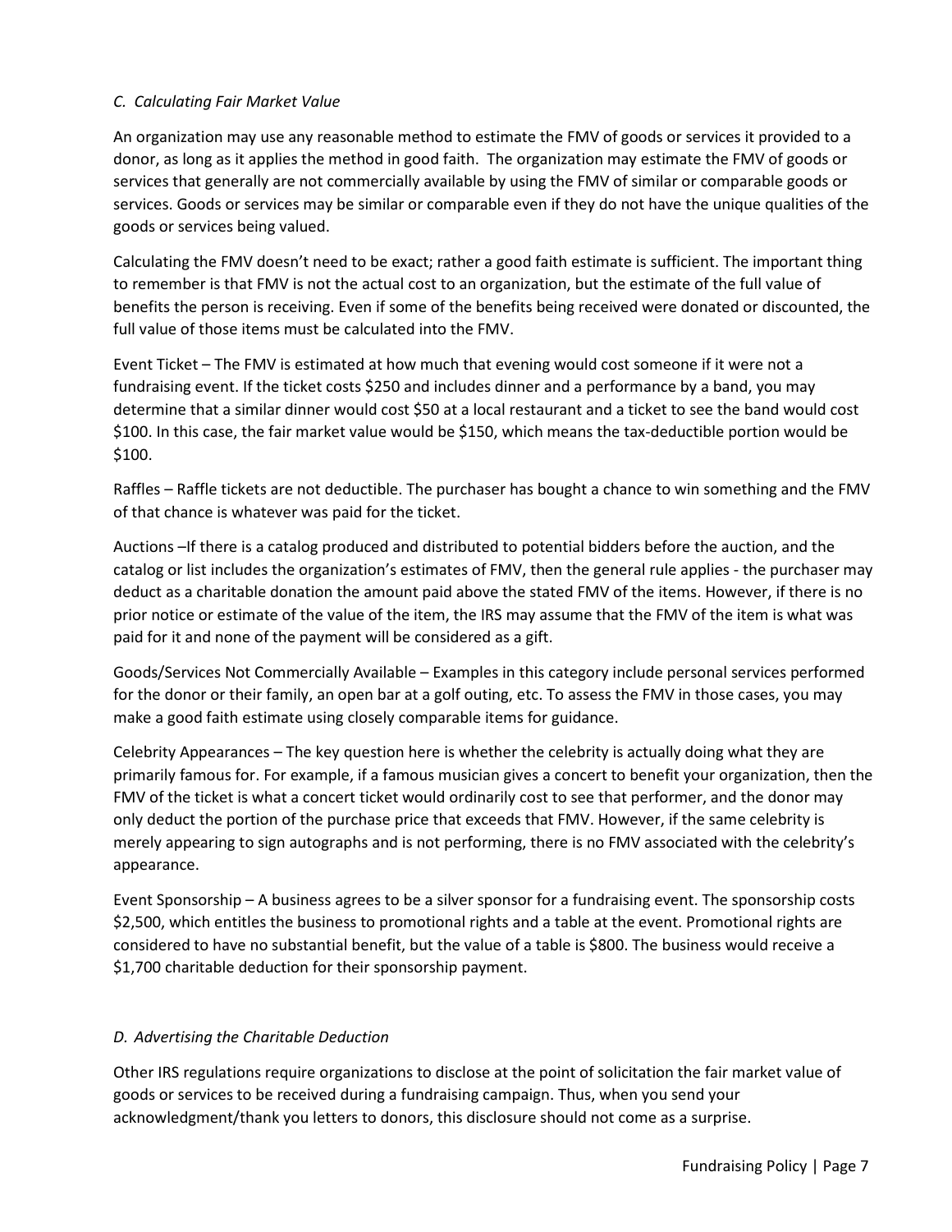*C. Calculating Fair Market Value*

An organization may use any reasonable method to estimate the FMV of goods or services it provided to a donor, as long as it applies the method in good faith. The organization may estimate the FMV of goods or services that generally are not commercially available by using the FMV of similar or comparable goods or services. Goods or services may be similar or comparable even if they do not have the unique qualities of the goods or services being valued.

Calculating the FMV doesn't need to be exact; rather a good faith estimate is sufficient. The important thing to remember is that FMV is not the actual cost to an organization, but the estimate of the full value of benefits the person is receiving. Even if some of the benefits being received were donated or discounted, the full value of those items must be calculated into the FMV.

Event Ticket – The FMV is estimated at how much that evening would cost someone if it were not a fundraising event. If the ticket costs $250 and includes dinner and a performance by a band, you may determine that a similar dinner would cost $50 at a local restaurant and a ticket to see the band would cost $100. In this case, the fair market value would be $150, which means the tax-deductible portion would be $100.

Raffles – Raffle tickets are not deductible. The purchaser has bought a chance to win something and the FMV of that chance is whatever was paid for the ticket.

Auctions –If there is a catalog produced and distributed to potential bidders before the auction, and the catalog or list includes the organization's estimates of FMV, then the general rule applies - the purchaser may deduct as a charitable donation the amount paid above the stated FMV of the items. However, if there is no prior notice or estimate of the value of the item, the IRS may assume that the FMV of the item is what was paid for it and none of the payment will be considered as a gift.

Goods/Services Not Commercially Available – Examples in this category include personal services performed for the donor or their family, an open bar at a golf outing, etc. To assess the FMV in those cases, you may make a good faith estimate using closely comparable items for guidance.

Celebrity Appearances – The key question here is whether the celebrity is actually doing what they are primarily famous for. For example, if a famous musician gives a concert to benefit your organization, then the FMV of the ticket is what a concert ticket would ordinarily cost to see that performer, and the donor may only deduct the portion of the purchase price that exceeds that FMV. However, if the same celebrity is merely appearing to sign autographs and is not performing, there is no FMV associated with the celebrity's appearance.

Event Sponsorship – A business agrees to be a silver sponsor for a fundraising event. The sponsorship costs $2,500, which entitles the business to promotional rights and a table at the event. Promotional rights are considered to have no substantial benefit, but the value of a table is $800. The business would receive a $1,700 charitable deduction for their sponsorship payment.

*D. Advertising the Charitable Deduction*

Other IRS regulations require organizations to disclose at the point of solicitation the fair market value of goods or services to be received during a fundraising campaign. Thus, when you send your acknowledgment/thank you letters to donors, this disclosure should not come as a surprise.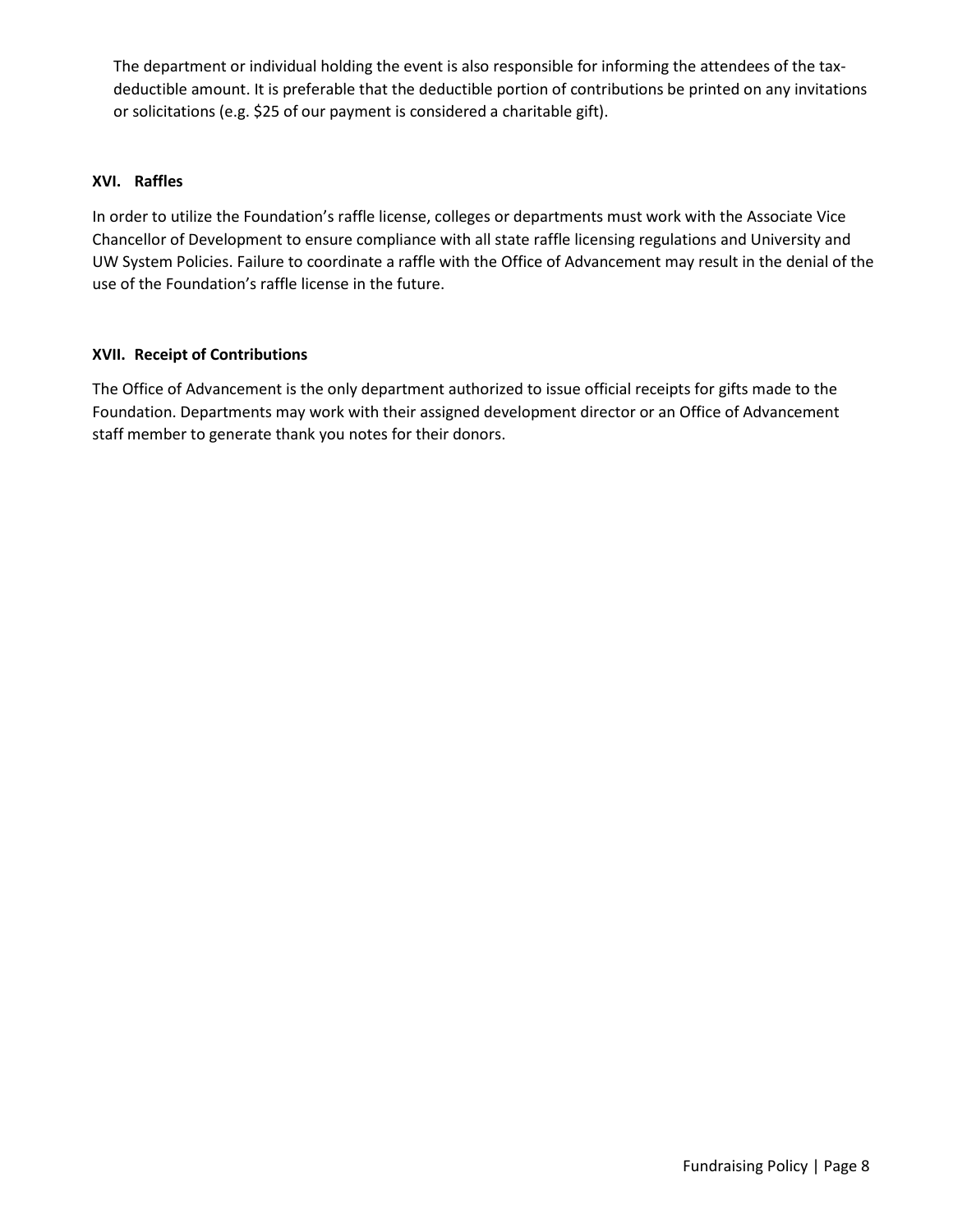The department or individual holding the event is also responsible for informing the attendees of the tax-deductible amount. It is preferable that the deductible portion of contributions be printed on any invitations or solicitations (e.g. $25 of our payment is considered a charitable gift).

### XVI. Raffles

In order to utilize the Foundation's raffle license, colleges or departments must work with the Associate Vice Chancellor of Development to ensure compliance with all state raffle licensing regulations and University and UW System Policies. Failure to coordinate a raffle with the Office of Advancement may result in the denial of the use of the Foundation's raffle license in the future.

### XVII. Receipt of Contributions

The Office of Advancement is the only department authorized to issue official receipts for gifts made to the Foundation. Departments may work with their assigned development director or an Office of Advancement staff member to generate thank you notes for their donors.